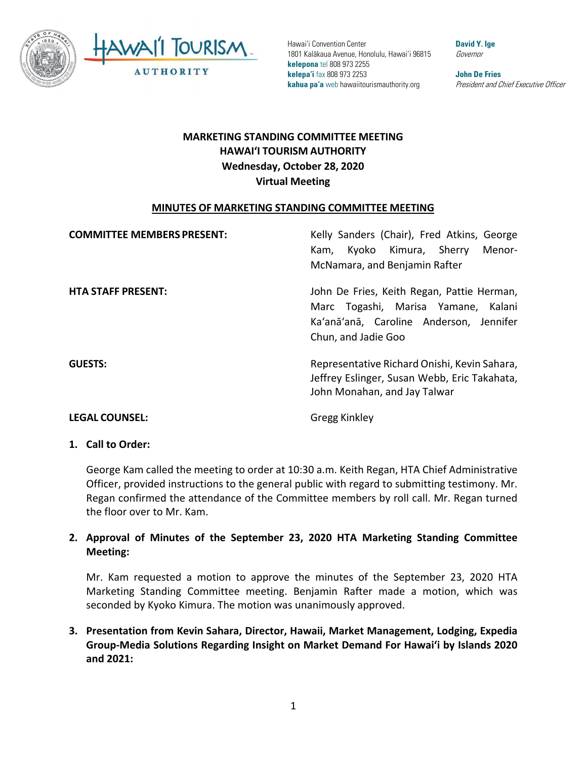Hawaiʻi Convention Center
1801 Kalākaua Avenue, Honolulu, Hawaiʻi 96815
**kelepona** tel 808 973 2255
**kelepaʻi** fax 808 973 2253
**kahua paʻa** web hawaiitourismauthority.org

**David Y. Ige**
*Governor*

**John De Fries**
*President and Chief Executive Officer*

**MARKETING STANDING COMMITTEE MEETING**
**HAWAIʻI TOURISM AUTHORITY**
**Wednesday, October 28, 2020**
**Virtual Meeting**

**MINUTES OF MARKETING STANDING COMMITTEE MEETING**

| | |
|---|---|
| **COMMITTEE MEMBERS PRESENT:** | Kelly Sanders (Chair), Fred Atkins, George Kam, Kyoko Kimura, Sherry Menor-McNamara, and Benjamin Rafter |
| **HTA STAFF PRESENT:** | John De Fries, Keith Regan, Pattie Herman, Marc Togashi, Marisa Yamane, Kalani Kaʻanāʻanā, Caroline Anderson, Jennifer Chun, and Jadie Goo |
| **GUESTS:** | Representative Richard Onishi, Kevin Sahara, Jeffrey Eslinger, Susan Webb, Eric Takahata, John Monahan, and Jay Talwar |
| **LEGAL COUNSEL:** | Gregg Kinkley |

1. **Call to Order:**

   George Kam called the meeting to order at 10:30 a.m. Keith Regan, HTA Chief Administrative Officer, provided instructions to the general public with regard to submitting testimony. Mr. Regan confirmed the attendance of the Committee members by roll call. Mr. Regan turned the floor over to Mr. Kam.

2. **Approval of Minutes of the September 23, 2020 HTA Marketing Standing Committee Meeting:**

   Mr. Kam requested a motion to approve the minutes of the September 23, 2020 HTA Marketing Standing Committee meeting. Benjamin Rafter made a motion, which was seconded by Kyoko Kimura. The motion was unanimously approved.

3. **Presentation from Kevin Sahara, Director, Hawaii, Market Management, Lodging, Expedia Group-Media Solutions Regarding Insight on Market Demand For Hawaiʻi by Islands 2020 and 2021:**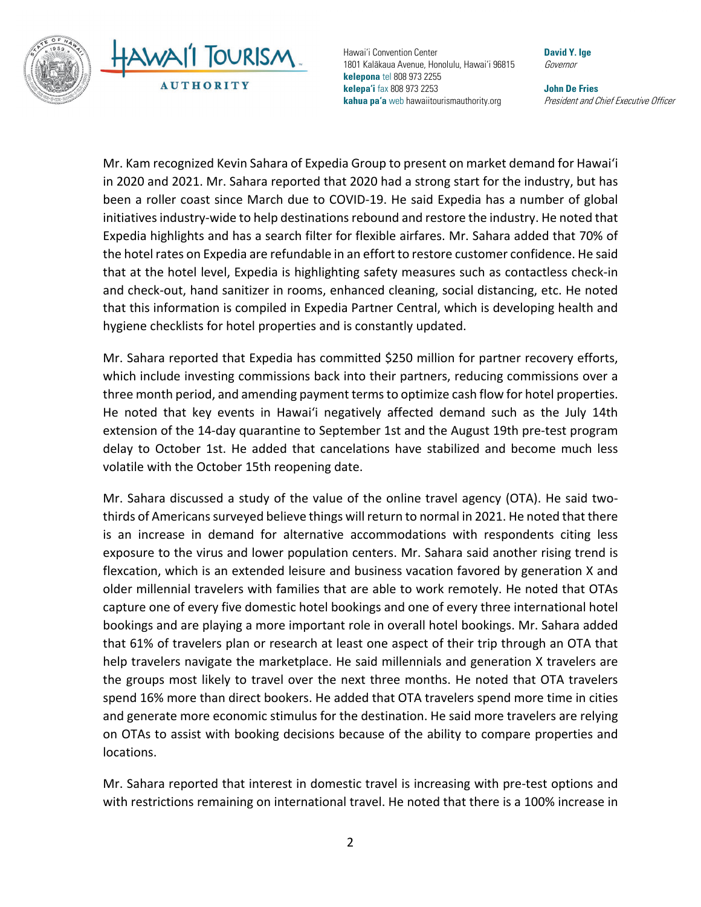Mr. Kam recognized Kevin Sahara of Expedia Group to present on market demand for Hawaiʻi in 2020 and 2021. Mr. Sahara reported that 2020 had a strong start for the industry, but has been a roller coast since March due to COVID-19. He said Expedia has a number of global initiatives industry-wide to help destinations rebound and restore the industry. He noted that Expedia highlights and has a search filter for flexible airfares. Mr. Sahara added that 70% of the hotel rates on Expedia are refundable in an effort to restore customer confidence. He said that at the hotel level, Expedia is highlighting safety measures such as contactless check-in and check-out, hand sanitizer in rooms, enhanced cleaning, social distancing, etc. He noted that this information is compiled in Expedia Partner Central, which is developing health and hygiene checklists for hotel properties and is constantly updated.

Mr. Sahara reported that Expedia has committed $250 million for partner recovery efforts, which include investing commissions back into their partners, reducing commissions over a three month period, and amending payment terms to optimize cash flow for hotel properties. He noted that key events in Hawaiʻi negatively affected demand such as the July 14th extension of the 14-day quarantine to September 1st and the August 19th pre-test program delay to October 1st. He added that cancelations have stabilized and become much less volatile with the October 15th reopening date.

Mr. Sahara discussed a study of the value of the online travel agency (OTA). He said two-thirds of Americans surveyed believe things will return to normal in 2021. He noted that there is an increase in demand for alternative accommodations with respondents citing less exposure to the virus and lower population centers. Mr. Sahara said another rising trend is flexcation, which is an extended leisure and business vacation favored by generation X and older millennial travelers with families that are able to work remotely. He noted that OTAs capture one of every five domestic hotel bookings and one of every three international hotel bookings and are playing a more important role in overall hotel bookings. Mr. Sahara added that 61% of travelers plan or research at least one aspect of their trip through an OTA that help travelers navigate the marketplace. He said millennials and generation X travelers are the groups most likely to travel over the next three months. He noted that OTA travelers spend 16% more than direct bookers. He added that OTA travelers spend more time in cities and generate more economic stimulus for the destination. He said more travelers are relying on OTAs to assist with booking decisions because of the ability to compare properties and locations.

Mr. Sahara reported that interest in domestic travel is increasing with pre-test options and with restrictions remaining on international travel. He noted that there is a 100% increase in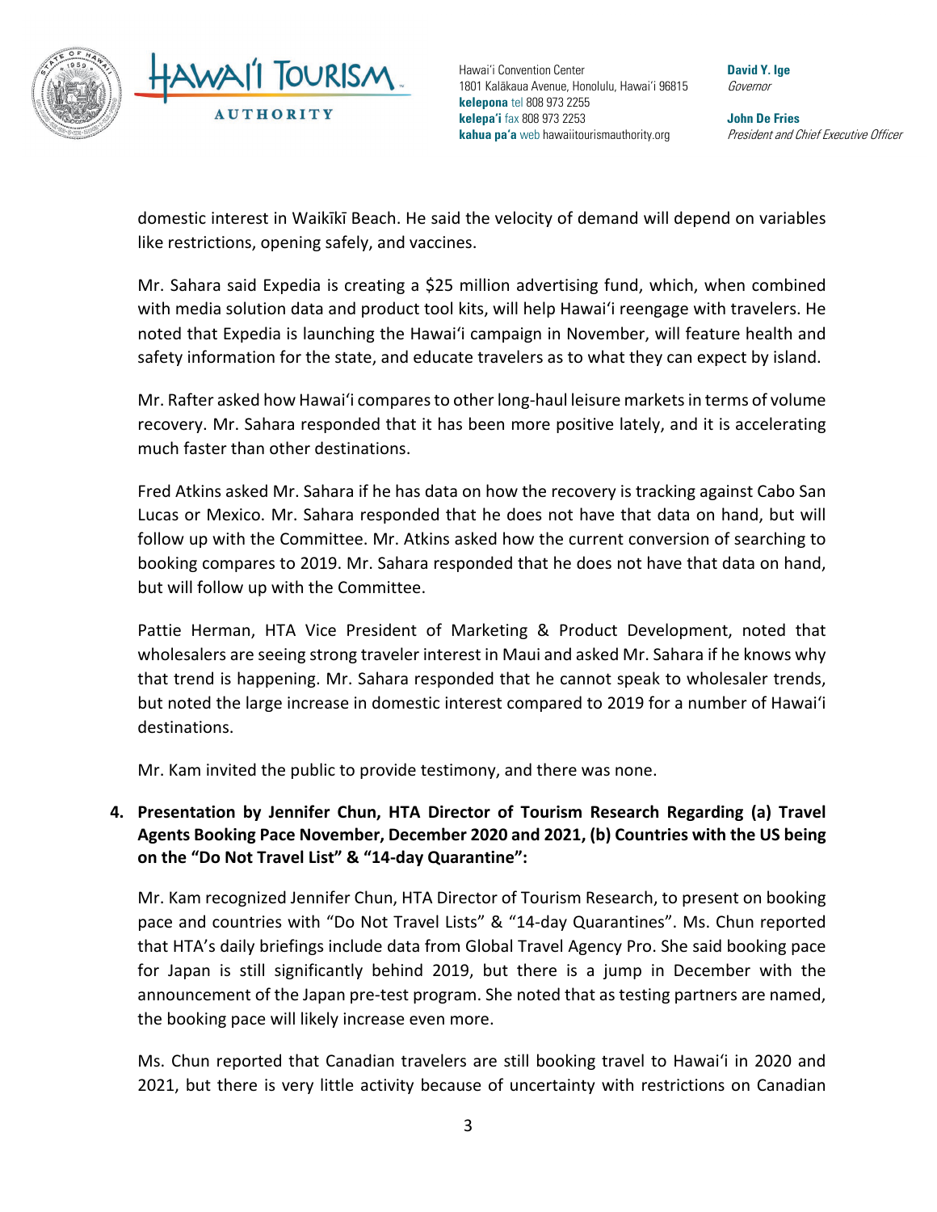domestic interest in Waikīkī Beach. He said the velocity of demand will depend on variables like restrictions, opening safely, and vaccines.

Mr. Sahara said Expedia is creating a $25 million advertising fund, which, when combined with media solution data and product tool kits, will help Hawaiʻi reengage with travelers. He noted that Expedia is launching the Hawaiʻi campaign in November, will feature health and safety information for the state, and educate travelers as to what they can expect by island.

Mr. Rafter asked how Hawaiʻi compares to other long-haul leisure markets in terms of volume recovery. Mr. Sahara responded that it has been more positive lately, and it is accelerating much faster than other destinations.

Fred Atkins asked Mr. Sahara if he has data on how the recovery is tracking against Cabo San Lucas or Mexico. Mr. Sahara responded that he does not have that data on hand, but will follow up with the Committee. Mr. Atkins asked how the current conversion of searching to booking compares to 2019. Mr. Sahara responded that he does not have that data on hand, but will follow up with the Committee.

Pattie Herman, HTA Vice President of Marketing & Product Development, noted that wholesalers are seeing strong traveler interest in Maui and asked Mr. Sahara if he knows why that trend is happening. Mr. Sahara responded that he cannot speak to wholesaler trends, but noted the large increase in domestic interest compared to 2019 for a number of Hawaiʻi destinations.

Mr. Kam invited the public to provide testimony, and there was none.

**4. Presentation by Jennifer Chun, HTA Director of Tourism Research Regarding (a) Travel Agents Booking Pace November, December 2020 and 2021, (b) Countries with the US being on the "Do Not Travel List" & "14-day Quarantine":**

Mr. Kam recognized Jennifer Chun, HTA Director of Tourism Research, to present on booking pace and countries with "Do Not Travel Lists" & "14-day Quarantines". Ms. Chun reported that HTA's daily briefings include data from Global Travel Agency Pro. She said booking pace for Japan is still significantly behind 2019, but there is a jump in December with the announcement of the Japan pre-test program. She noted that as testing partners are named, the booking pace will likely increase even more.

Ms. Chun reported that Canadian travelers are still booking travel to Hawaiʻi in 2020 and 2021, but there is very little activity because of uncertainty with restrictions on Canadian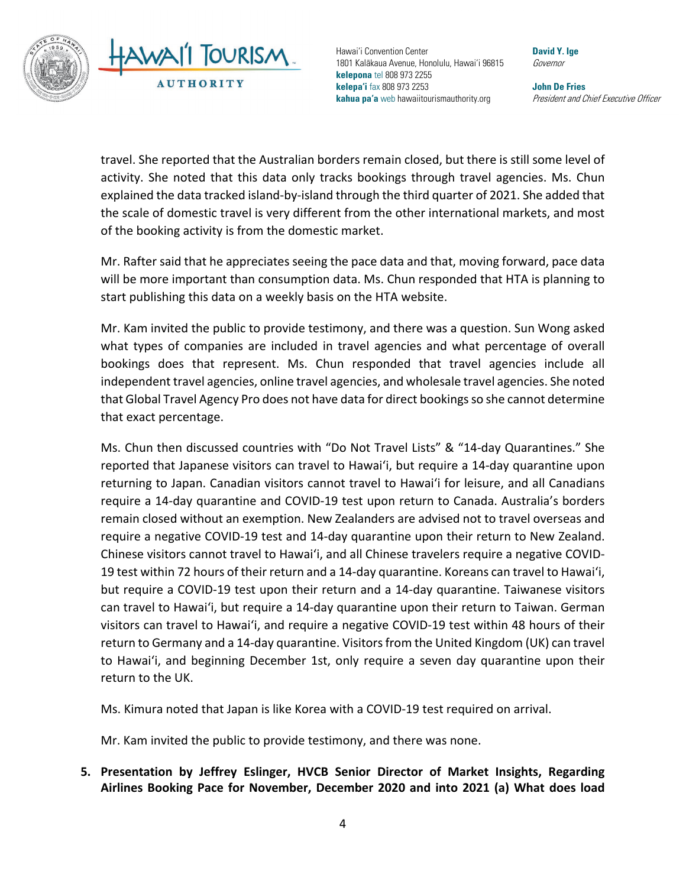travel. She reported that the Australian borders remain closed, but there is still some level of activity. She noted that this data only tracks bookings through travel agencies. Ms. Chun explained the data tracked island-by-island through the third quarter of 2021. She added that the scale of domestic travel is very different from the other international markets, and most of the booking activity is from the domestic market.

Mr. Rafter said that he appreciates seeing the pace data and that, moving forward, pace data will be more important than consumption data. Ms. Chun responded that HTA is planning to start publishing this data on a weekly basis on the HTA website.

Mr. Kam invited the public to provide testimony, and there was a question. Sun Wong asked what types of companies are included in travel agencies and what percentage of overall bookings does that represent. Ms. Chun responded that travel agencies include all independent travel agencies, online travel agencies, and wholesale travel agencies. She noted that Global Travel Agency Pro does not have data for direct bookings so she cannot determine that exact percentage.

Ms. Chun then discussed countries with "Do Not Travel Lists" & "14-day Quarantines." She reported that Japanese visitors can travel to Hawai'i, but require a 14-day quarantine upon returning to Japan. Canadian visitors cannot travel to Hawai'i for leisure, and all Canadians require a 14-day quarantine and COVID-19 test upon return to Canada. Australia's borders remain closed without an exemption. New Zealanders are advised not to travel overseas and require a negative COVID-19 test and 14-day quarantine upon their return to New Zealand. Chinese visitors cannot travel to Hawai'i, and all Chinese travelers require a negative COVID-19 test within 72 hours of their return and a 14-day quarantine. Koreans can travel to Hawai'i, but require a COVID-19 test upon their return and a 14-day quarantine. Taiwanese visitors can travel to Hawai'i, but require a 14-day quarantine upon their return to Taiwan. German visitors can travel to Hawai'i, and require a negative COVID-19 test within 48 hours of their return to Germany and a 14-day quarantine. Visitors from the United Kingdom (UK) can travel to Hawai'i, and beginning December 1st, only require a seven day quarantine upon their return to the UK.

Ms. Kimura noted that Japan is like Korea with a COVID-19 test required on arrival.

Mr. Kam invited the public to provide testimony, and there was none.

5. **Presentation by Jeffrey Eslinger, HVCB Senior Director of Market Insights, Regarding Airlines Booking Pace for November, December 2020 and into 2021 (a) What does load**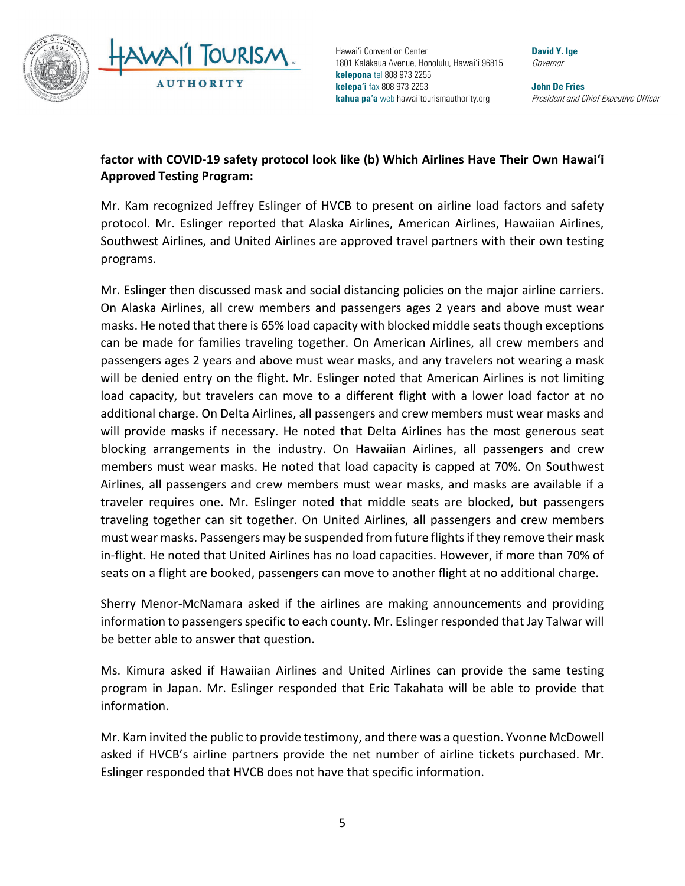**factor with COVID-19 safety protocol look like (b) Which Airlines Have Their Own Hawaiʻi Approved Testing Program:**

Mr. Kam recognized Jeffrey Eslinger of HVCB to present on airline load factors and safety protocol. Mr. Eslinger reported that Alaska Airlines, American Airlines, Hawaiian Airlines, Southwest Airlines, and United Airlines are approved travel partners with their own testing programs.

Mr. Eslinger then discussed mask and social distancing policies on the major airline carriers. On Alaska Airlines, all crew members and passengers ages 2 years and above must wear masks. He noted that there is 65% load capacity with blocked middle seats though exceptions can be made for families traveling together. On American Airlines, all crew members and passengers ages 2 years and above must wear masks, and any travelers not wearing a mask will be denied entry on the flight. Mr. Eslinger noted that American Airlines is not limiting load capacity, but travelers can move to a different flight with a lower load factor at no additional charge. On Delta Airlines, all passengers and crew members must wear masks and will provide masks if necessary. He noted that Delta Airlines has the most generous seat blocking arrangements in the industry. On Hawaiian Airlines, all passengers and crew members must wear masks. He noted that load capacity is capped at 70%. On Southwest Airlines, all passengers and crew members must wear masks, and masks are available if a traveler requires one. Mr. Eslinger noted that middle seats are blocked, but passengers traveling together can sit together. On United Airlines, all passengers and crew members must wear masks. Passengers may be suspended from future flights if they remove their mask in-flight. He noted that United Airlines has no load capacities. However, if more than 70% of seats on a flight are booked, passengers can move to another flight at no additional charge.

Sherry Menor-McNamara asked if the airlines are making announcements and providing information to passengers specific to each county. Mr. Eslinger responded that Jay Talwar will be better able to answer that question.

Ms. Kimura asked if Hawaiian Airlines and United Airlines can provide the same testing program in Japan. Mr. Eslinger responded that Eric Takahata will be able to provide that information.

Mr. Kam invited the public to provide testimony, and there was a question. Yvonne McDowell asked if HVCB's airline partners provide the net number of airline tickets purchased. Mr. Eslinger responded that HVCB does not have that specific information.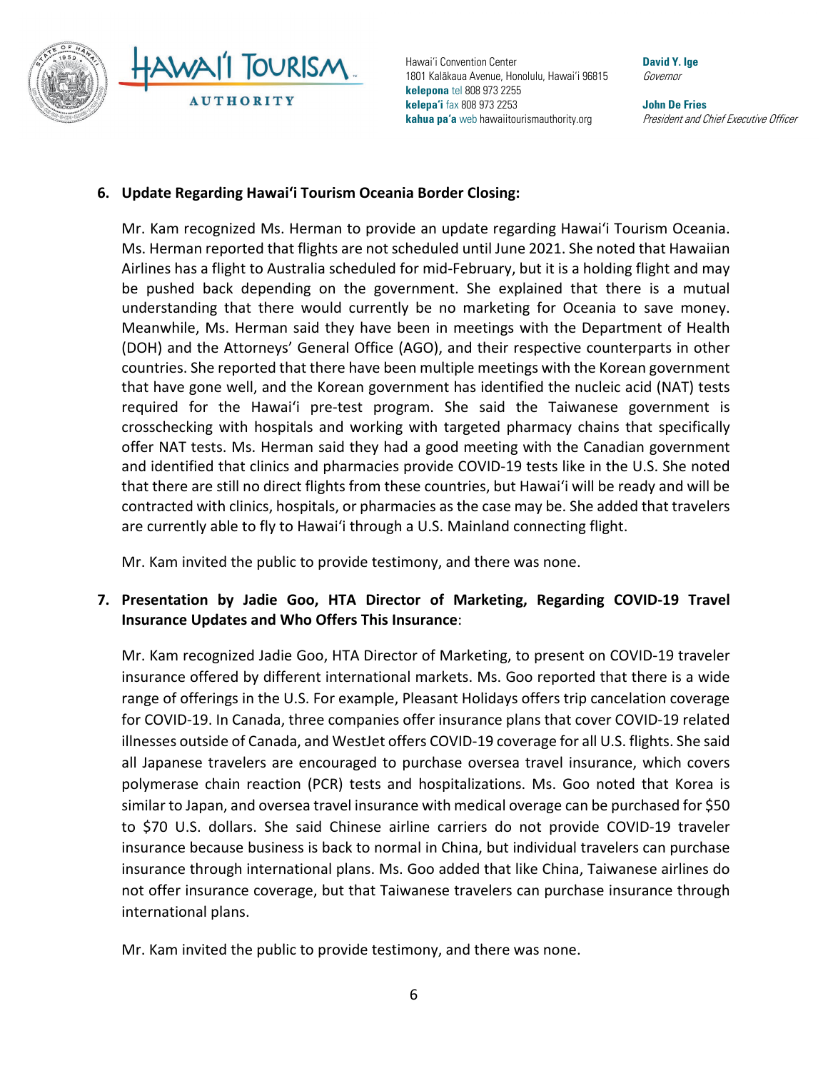**6. Update Regarding Hawaiʻi Tourism Oceania Border Closing:**

Mr. Kam recognized Ms. Herman to provide an update regarding Hawaiʻi Tourism Oceania. Ms. Herman reported that flights are not scheduled until June 2021. She noted that Hawaiian Airlines has a flight to Australia scheduled for mid-February, but it is a holding flight and may be pushed back depending on the government. She explained that there is a mutual understanding that there would currently be no marketing for Oceania to save money. Meanwhile, Ms. Herman said they have been in meetings with the Department of Health (DOH) and the Attorneys' General Office (AGO), and their respective counterparts in other countries. She reported that there have been multiple meetings with the Korean government that have gone well, and the Korean government has identified the nucleic acid (NAT) tests required for the Hawaiʻi pre-test program. She said the Taiwanese government is crosschecking with hospitals and working with targeted pharmacy chains that specifically offer NAT tests. Ms. Herman said they had a good meeting with the Canadian government and identified that clinics and pharmacies provide COVID-19 tests like in the U.S. She noted that there are still no direct flights from these countries, but Hawaiʻi will be ready and will be contracted with clinics, hospitals, or pharmacies as the case may be. She added that travelers are currently able to fly to Hawaiʻi through a U.S. Mainland connecting flight.

Mr. Kam invited the public to provide testimony, and there was none.

**7. Presentation by Jadie Goo, HTA Director of Marketing, Regarding COVID-19 Travel Insurance Updates and Who Offers This Insurance**:

Mr. Kam recognized Jadie Goo, HTA Director of Marketing, to present on COVID-19 traveler insurance offered by different international markets. Ms. Goo reported that there is a wide range of offerings in the U.S. For example, Pleasant Holidays offers trip cancelation coverage for COVID-19. In Canada, three companies offer insurance plans that cover COVID-19 related illnesses outside of Canada, and WestJet offers COVID-19 coverage for all U.S. flights. She said all Japanese travelers are encouraged to purchase oversea travel insurance, which covers polymerase chain reaction (PCR) tests and hospitalizations. Ms. Goo noted that Korea is similar to Japan, and oversea travel insurance with medical overage can be purchased for $50 to $70 U.S. dollars. She said Chinese airline carriers do not provide COVID-19 traveler insurance because business is back to normal in China, but individual travelers can purchase insurance through international plans. Ms. Goo added that like China, Taiwanese airlines do not offer insurance coverage, but that Taiwanese travelers can purchase insurance through international plans.

Mr. Kam invited the public to provide testimony, and there was none.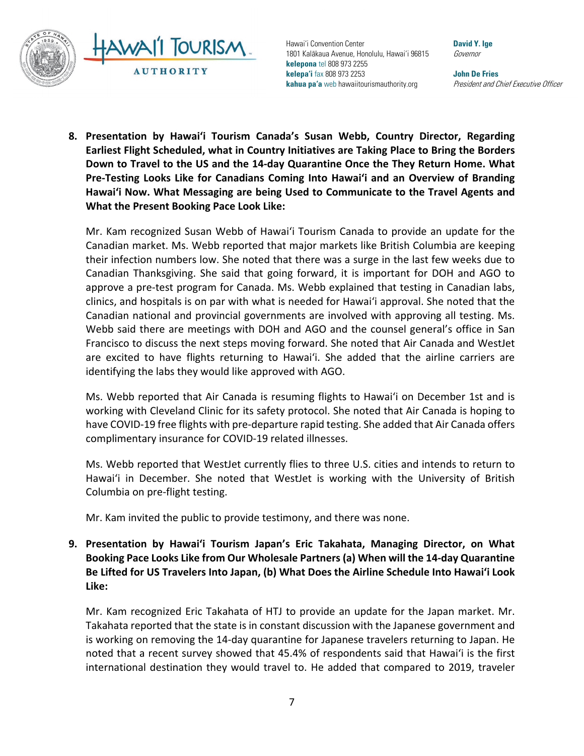**8. Presentation by Hawaiʻi Tourism Canada's Susan Webb, Country Director, Regarding Earliest Flight Scheduled, what in Country Initiatives are Taking Place to Bring the Borders Down to Travel to the US and the 14-day Quarantine Once the They Return Home. What Pre-Testing Looks Like for Canadians Coming Into Hawaiʻi and an Overview of Branding Hawaiʻi Now. What Messaging are being Used to Communicate to the Travel Agents and What the Present Booking Pace Look Like:**

Mr. Kam recognized Susan Webb of Hawaiʻi Tourism Canada to provide an update for the Canadian market. Ms. Webb reported that major markets like British Columbia are keeping their infection numbers low. She noted that there was a surge in the last few weeks due to Canadian Thanksgiving. She said that going forward, it is important for DOH and AGO to approve a pre-test program for Canada. Ms. Webb explained that testing in Canadian labs, clinics, and hospitals is on par with what is needed for Hawaiʻi approval. She noted that the Canadian national and provincial governments are involved with approving all testing. Ms. Webb said there are meetings with DOH and AGO and the counsel general's office in San Francisco to discuss the next steps moving forward. She noted that Air Canada and WestJet are excited to have flights returning to Hawaiʻi. She added that the airline carriers are identifying the labs they would like approved with AGO.

Ms. Webb reported that Air Canada is resuming flights to Hawaiʻi on December 1st and is working with Cleveland Clinic for its safety protocol. She noted that Air Canada is hoping to have COVID-19 free flights with pre-departure rapid testing. She added that Air Canada offers complimentary insurance for COVID-19 related illnesses.

Ms. Webb reported that WestJet currently flies to three U.S. cities and intends to return to Hawaiʻi in December. She noted that WestJet is working with the University of British Columbia on pre-flight testing.

Mr. Kam invited the public to provide testimony, and there was none.

**9. Presentation by Hawaiʻi Tourism Japan's Eric Takahata, Managing Director, on What Booking Pace Looks Like from Our Wholesale Partners (a) When will the 14-day Quarantine Be Lifted for US Travelers Into Japan, (b) What Does the Airline Schedule Into Hawaiʻi Look Like:**

Mr. Kam recognized Eric Takahata of HTJ to provide an update for the Japan market. Mr. Takahata reported that the state is in constant discussion with the Japanese government and is working on removing the 14-day quarantine for Japanese travelers returning to Japan. He noted that a recent survey showed that 45.4% of respondents said that Hawaiʻi is the first international destination they would travel to. He added that compared to 2019, traveler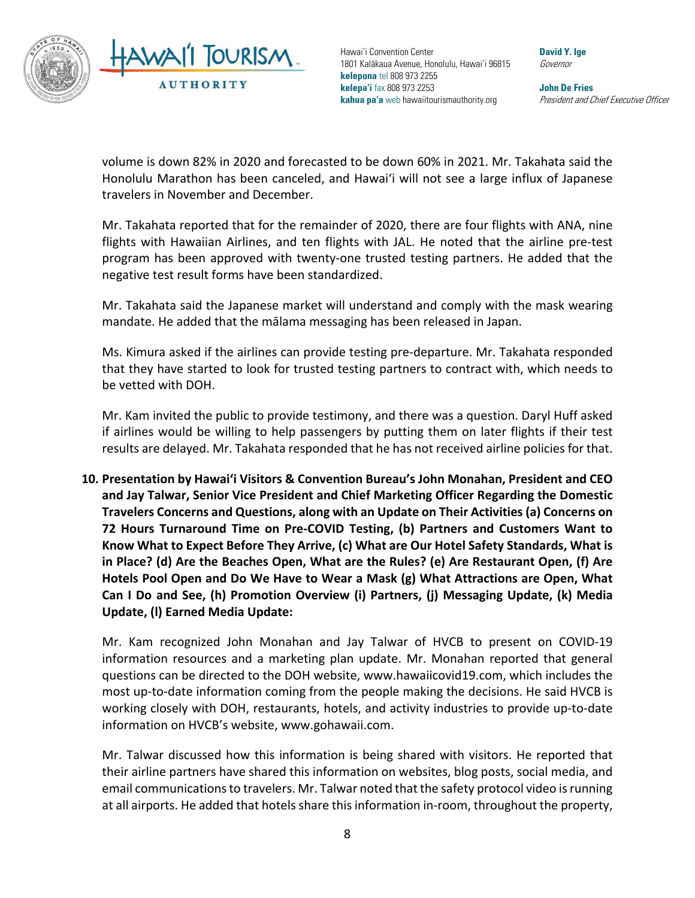volume is down 82% in 2020 and forecasted to be down 60% in 2021. Mr. Takahata said the Honolulu Marathon has been canceled, and Hawaiʻi will not see a large influx of Japanese travelers in November and December.

Mr. Takahata reported that for the remainder of 2020, there are four flights with ANA, nine flights with Hawaiian Airlines, and ten flights with JAL. He noted that the airline pre-test program has been approved with twenty-one trusted testing partners. He added that the negative test result forms have been standardized.

Mr. Takahata said the Japanese market will understand and comply with the mask wearing mandate. He added that the mālama messaging has been released in Japan.

Ms. Kimura asked if the airlines can provide testing pre-departure. Mr. Takahata responded that they have started to look for trusted testing partners to contract with, which needs to be vetted with DOH.

Mr. Kam invited the public to provide testimony, and there was a question. Daryl Huff asked if airlines would be willing to help passengers by putting them on later flights if their test results are delayed. Mr. Takahata responded that he has not received airline policies for that.

**10. Presentation by Hawaiʻi Visitors & Convention Bureau's John Monahan, President and CEO and Jay Talwar, Senior Vice President and Chief Marketing Officer Regarding the Domestic Travelers Concerns and Questions, along with an Update on Their Activities (a) Concerns on 72 Hours Turnaround Time on Pre-COVID Testing, (b) Partners and Customers Want to Know What to Expect Before They Arrive, (c) What are Our Hotel Safety Standards, What is in Place? (d) Are the Beaches Open, What are the Rules? (e) Are Restaurant Open, (f) Are Hotels Pool Open and Do We Have to Wear a Mask (g) What Attractions are Open, What Can I Do and See, (h) Promotion Overview (i) Partners, (j) Messaging Update, (k) Media Update, (l) Earned Media Update:**

Mr. Kam recognized John Monahan and Jay Talwar of HVCB to present on COVID-19 information resources and a marketing plan update. Mr. Monahan reported that general questions can be directed to the DOH website, www.hawaiicovid19.com, which includes the most up-to-date information coming from the people making the decisions. He said HVCB is working closely with DOH, restaurants, hotels, and activity industries to provide up-to-date information on HVCB's website, www.gohawaii.com.

Mr. Talwar discussed how this information is being shared with visitors. He reported that their airline partners have shared this information on websites, blog posts, social media, and email communications to travelers. Mr. Talwar noted that the safety protocol video is running at all airports. He added that hotels share this information in-room, throughout the property,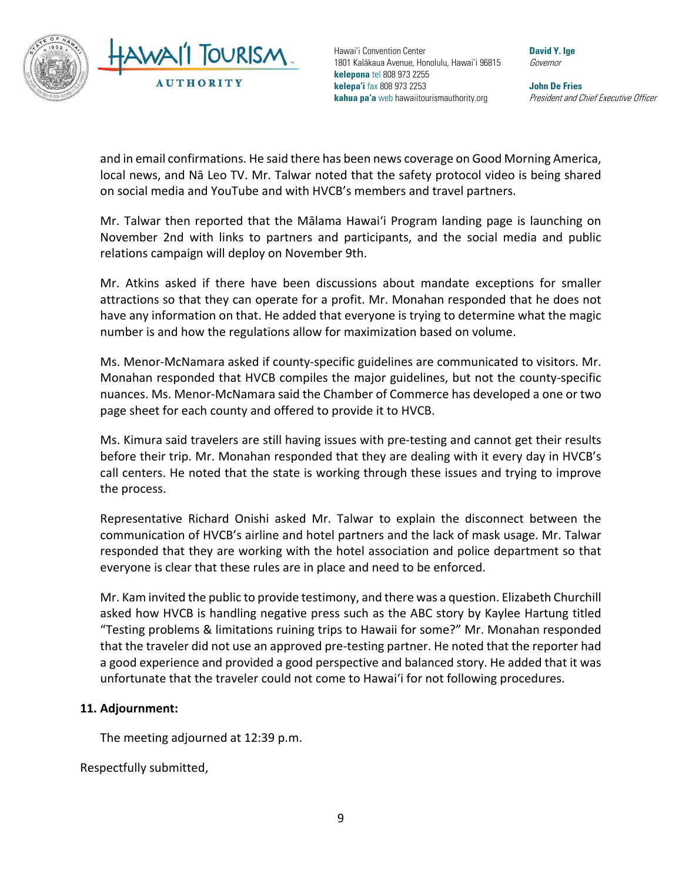and in email confirmations. He said there has been news coverage on Good Morning America, local news, and Nā Leo TV. Mr. Talwar noted that the safety protocol video is being shared on social media and YouTube and with HVCB's members and travel partners.

Mr. Talwar then reported that the Mālama Hawaiʻi Program landing page is launching on November 2nd with links to partners and participants, and the social media and public relations campaign will deploy on November 9th.

Mr. Atkins asked if there have been discussions about mandate exceptions for smaller attractions so that they can operate for a profit. Mr. Monahan responded that he does not have any information on that. He added that everyone is trying to determine what the magic number is and how the regulations allow for maximization based on volume.

Ms. Menor-McNamara asked if county-specific guidelines are communicated to visitors. Mr. Monahan responded that HVCB compiles the major guidelines, but not the county-specific nuances. Ms. Menor-McNamara said the Chamber of Commerce has developed a one or two page sheet for each county and offered to provide it to HVCB.

Ms. Kimura said travelers are still having issues with pre-testing and cannot get their results before their trip. Mr. Monahan responded that they are dealing with it every day in HVCB's call centers. He noted that the state is working through these issues and trying to improve the process.

Representative Richard Onishi asked Mr. Talwar to explain the disconnect between the communication of HVCB's airline and hotel partners and the lack of mask usage. Mr. Talwar responded that they are working with the hotel association and police department so that everyone is clear that these rules are in place and need to be enforced.

Mr. Kam invited the public to provide testimony, and there was a question. Elizabeth Churchill asked how HVCB is handling negative press such as the ABC story by Kaylee Hartung titled "Testing problems & limitations ruining trips to Hawaii for some?" Mr. Monahan responded that the traveler did not use an approved pre-testing partner. He noted that the reporter had a good experience and provided a good perspective and balanced story. He added that it was unfortunate that the traveler could not come to Hawaiʻi for not following procedures.

**11. Adjournment:**

The meeting adjourned at 12:39 p.m.

Respectfully submitted,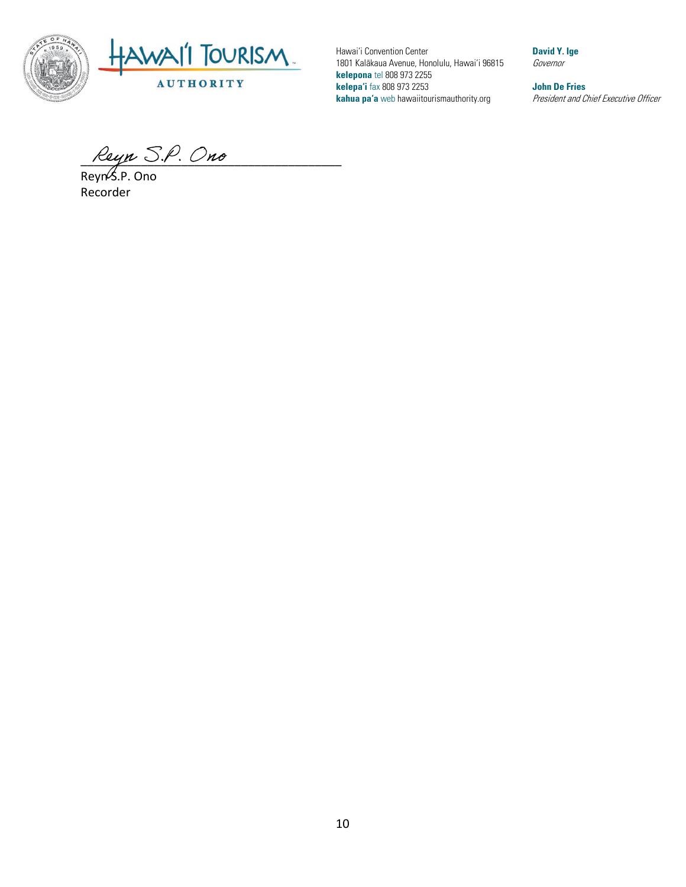*Reyn S.P. Ono*

Reyn S.P. Ono
Recorder